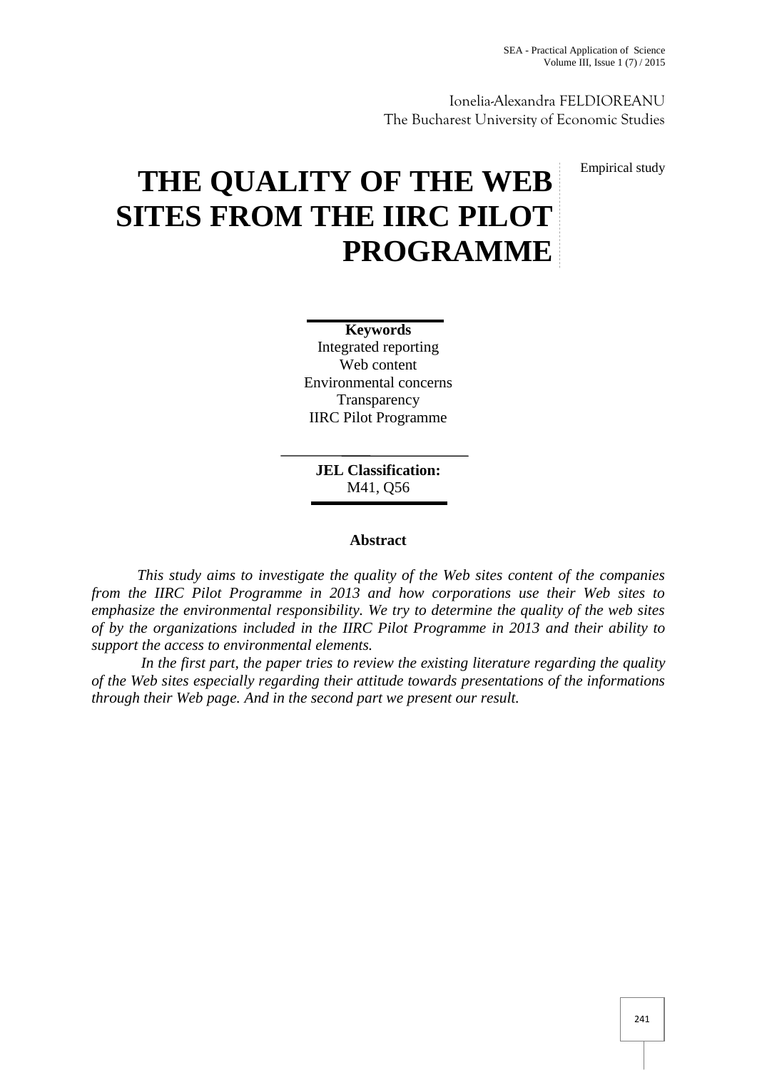Ionelia-Alexandra FELDIOREANU
The Bucharest University of Economic Studies

Empirical study

# THE QUALITY OF THE WEB SITES FROM THE IIRC PILOT PROGRAMME

**Keywords**
Integrated reporting
Web content
Environmental concerns
Transparency
IIRC Pilot Programme

**JEL Classification:**
M41, Q56

## Abstract

*This study aims to investigate the quality of the Web sites content of the companies from the IIRC Pilot Programme in 2013 and how corporations use their Web sites to emphasize the environmental responsibility. We try to determine the quality of the web sites of by the organizations included in the IIRC Pilot Programme in 2013 and their ability to support the access to environmental elements.*

*In the first part, the paper tries to review the existing literature regarding the quality of the Web sites especially regarding their attitude towards presentations of the informations through their Web page. And in the second part we present our result.*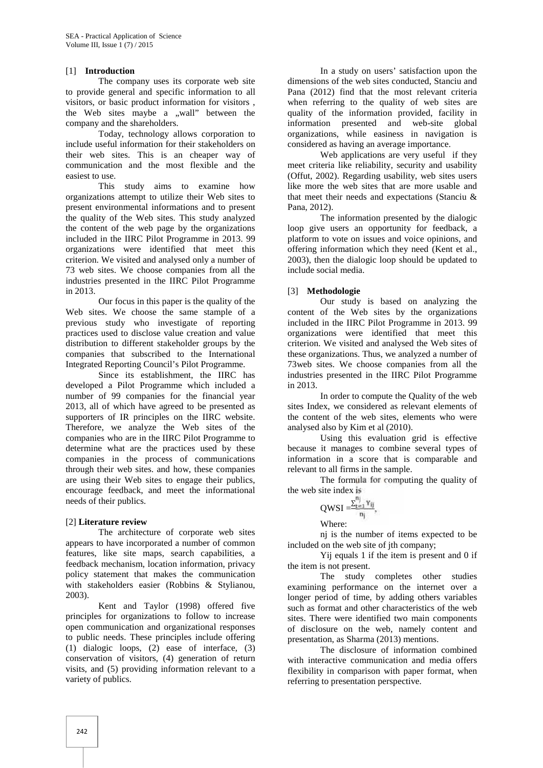## [1] Introduction

The company uses its corporate web site to provide general and specific information to all visitors, or basic product information for visitors , the Web sites maybe a „wall" between the company and the shareholders.

Today, technology allows corporation to include useful information for their stakeholders on their web sites. This is an cheaper way of communication and the most flexible and the easiest to use.

This study aims to examine how organizations attempt to utilize their Web sites to present environmental informations and to present the quality of the Web sites. This study analyzed the content of the web page by the organizations included in the IIRC Pilot Programme in 2013. 99 organizations were identified that meet this criterion. We visited and analysed only a number of 73 web sites. We choose companies from all the industries presented in the IIRC Pilot Programme in 2013.

Our focus in this paper is the quality of the Web sites. We choose the same stample of a previous study who investigate of reporting practices used to disclose value creation and value distribution to different stakeholder groups by the companies that subscribed to the International Integrated Reporting Council's Pilot Programme.

Since its establishment, the IIRC has developed a Pilot Programme which included a number of 99 companies for the financial year 2013, all of which have agreed to be presented as supporters of IR principles on the IIRC website. Therefore, we analyze the Web sites of the companies who are in the IIRC Pilot Programme to determine what are the practices used by these companies in the process of communications through their web sites. and how, these companies are using their Web sites to engage their publics, encourage feedback, and meet the informational needs of their publics.

## [2] Literature review

The architecture of corporate web sites appears to have incorporated a number of common features, like site maps, search capabilities, a feedback mechanism, location information, privacy policy statement that makes the communication with stakeholders easier (Robbins & Stylianou, 2003).

Kent and Taylor (1998) offered five principles for organizations to follow to increase open communication and organizational responses to public needs. These principles include offering (1) dialogic loops, (2) ease of interface, (3) conservation of visitors, (4) generation of return visits, and (5) providing information relevant to a variety of publics.

In a study on users' satisfaction upon the dimensions of the web sites conducted, Stanciu and Pana (2012) find that the most relevant criteria when referring to the quality of web sites are quality of the information provided, facility in information presented and web-site global organizations, while easiness in navigation is considered as having an average importance.

Web applications are very useful if they meet criteria like reliability, security and usability (Offut, 2002). Regarding usability, web sites users like more the web sites that are more usable and that meet their needs and expectations (Stanciu & Pana, 2012).

The information presented by the dialogic loop give users an opportunity for feedback, a platform to vote on issues and voice opinions, and offering information which they need (Kent et al., 2003), then the dialogic loop should be updated to include social media.

## [3] Methodologie

Our study is based on analyzing the content of the Web sites by the organizations included in the IIRC Pilot Programme in 2013. 99 organizations were identified that meet this criterion. We visited and analysed the Web sites of these organizations. Thus, we analyzed a number of 73web sites. We choose companies from all the industries presented in the IIRC Pilot Programme in 2013.

In order to compute the Quality of the web sites Index, we considered as relevant elements of the content of the web sites, elements who were analysed also by Kim et al (2010).

Using this evaluation grid is effective because it manages to combine several types of information in a score that is comparable and relevant to all firms in the sample.

The formula for computing the quality of the web site index is

$$QWSI = \frac{\sum_{t=1}^{n_j} Y_{ij}}{n_j},$$

Where:

$n_j$ is the number of items expected to be included on the web site of jth company;

$Y_{ij}$ equals 1 if the item is present and 0 if the item is not present.

The study completes other studies examining performance on the internet over a longer period of time, by adding others variables such as format and other characteristics of the web sites. There were identified two main components of disclosure on the web, namely content and presentation, as Sharma (2013) mentions.

The disclosure of information combined with interactive communication and media offers flexibility in comparison with paper format, when referring to presentation perspective.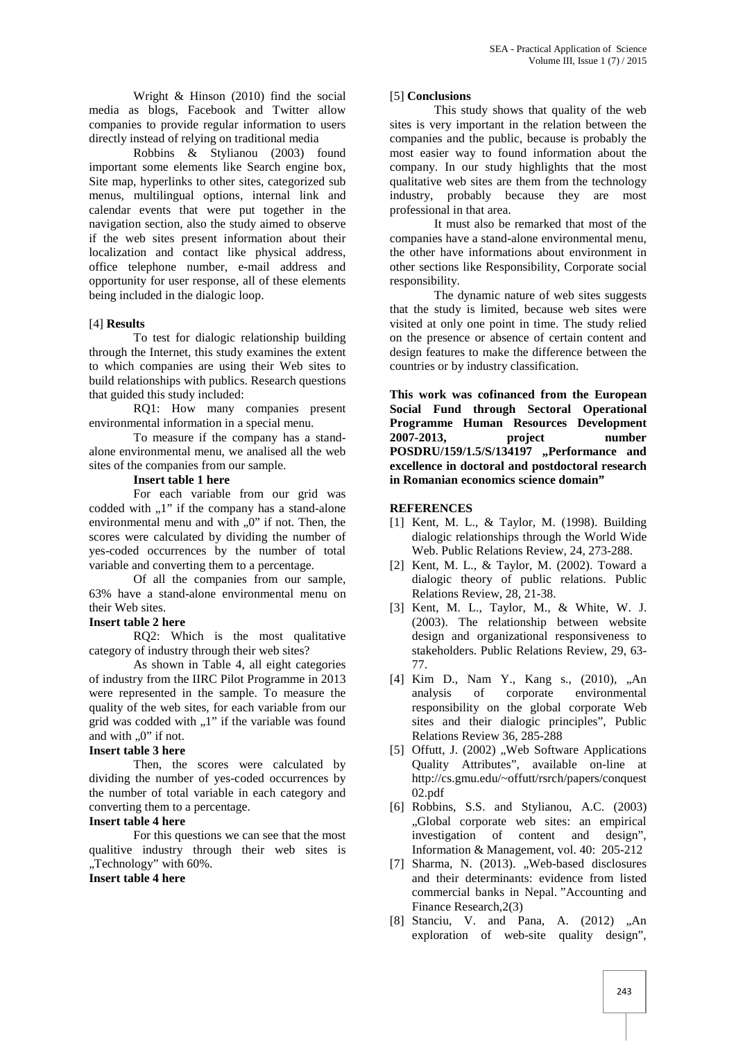Wright & Hinson (2010) find the social media as blogs, Facebook and Twitter allow companies to provide regular information to users directly instead of relying on traditional media

Robbins & Stylianou (2003) found important some elements like Search engine box, Site map, hyperlinks to other sites, categorized sub menus, multilingual options, internal link and calendar events that were put together in the navigation section, also the study aimed to observe if the web sites present information about their localization and contact like physical address, office telephone number, e-mail address and opportunity for user response, all of these elements being included in the dialogic loop.

## [4] Results

To test for dialogic relationship building through the Internet, this study examines the extent to which companies are using their Web sites to build relationships with publics. Research questions that guided this study included:

RQ1: How many companies present environmental information in a special menu.

To measure if the company has a stand-alone environmental menu, we analised all the web sites of the companies from our sample.

**Insert table 1 here**

For each variable from our grid was codded with „1" if the company has a stand-alone environmental menu and with „0" if not. Then, the scores were calculated by dividing the number of yes-coded occurrences by the number of total variable and converting them to a percentage.

Of all the companies from our sample, 63% have a stand-alone environmental menu on their Web sites.

**Insert table 2 here**

RQ2: Which is the most qualitative category of industry through their web sites?

As shown in Table 4, all eight categories of industry from the IIRC Pilot Programme in 2013 were represented in the sample. To measure the quality of the web sites, for each variable from our grid was codded with „1" if the variable was found and with „0" if not.

**Insert table 3 here**

Then, the scores were calculated by dividing the number of yes-coded occurrences by the number of total variable in each category and converting them to a percentage.

**Insert table 4 here**

For this questions we can see that the most qualitive industry through their web sites is „Technology" with 60%.

**Insert table 4 here**

## [5] Conclusions

This study shows that quality of the web sites is very important in the relation between the companies and the public, because is probably the most easier way to found information about the company. In our study highlights that the most qualitative web sites are them from the technology industry, probably because they are most professional in that area.

It must also be remarked that most of the companies have a stand-alone environmental menu, the other have informations about environment in other sections like Responsibility, Corporate social responsibility.

The dynamic nature of web sites suggests that the study is limited, because web sites were visited at only one point in time. The study relied on the presence or absence of certain content and design features to make the difference between the countries or by industry classification.

**This work was cofinanced from the European Social Fund through Sectoral Operational Programme Human Resources Development 2007-2013, project number POSDRU/159/1.5/S/134197 „Performance and excellence in doctoral and postdoctoral research in Romanian economics science domain"**

## REFERENCES

1. [1] Kent, M. L., & Taylor, M. (1998). Building dialogic relationships through the World Wide Web. Public Relations Review, 24, 273-288.
2. [2] Kent, M. L., & Taylor, M. (2002). Toward a dialogic theory of public relations. Public Relations Review, 28, 21-38.
3. [3] Kent, M. L., Taylor, M., & White, W. J. (2003). The relationship between website design and organizational responsiveness to stakeholders. Public Relations Review, 29, 63-77.
4. [4] Kim D., Nam Y., Kang s., (2010), „An analysis of corporate environmental responsibility on the global corporate Web sites and their dialogic principles", Public Relations Review 36, 285-288
5. [5] Offutt, J. (2002) „Web Software Applications Quality Attributes", available on-line at http://cs.gmu.edu/~offutt/rsrch/papers/conquest02.pdf
6. [6] Robbins, S.S. and Stylianou, A.C. (2003) „Global corporate web sites: an empirical investigation of content and design", Information & Management, vol. 40: 205-212
7. [7] Sharma, N. (2013). „Web-based disclosures and their determinants: evidence from listed commercial banks in Nepal. "Accounting and Finance Research,2(3)
8. [8] Stanciu, V. and Pana, A. (2012) „An exploration of web-site quality design",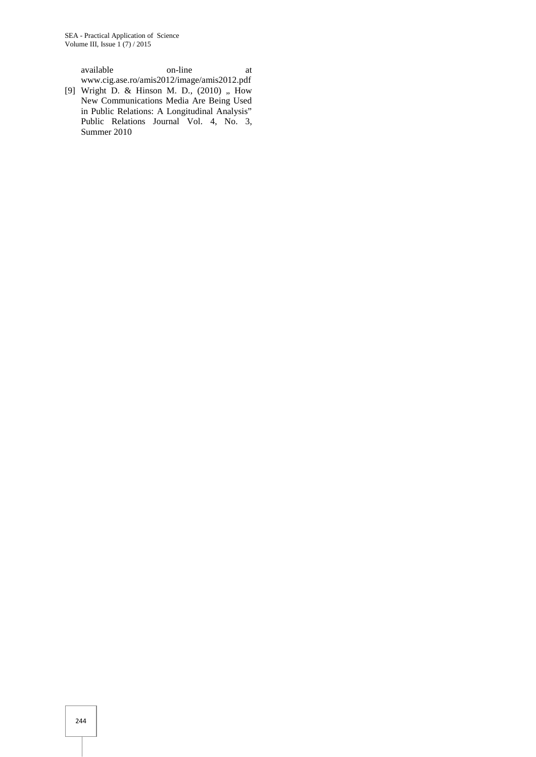available on-line at www.cig.ase.ro/amis2012/image/amis2012.pdf

[9] Wright D. & Hinson M. D., (2010) „ How New Communications Media Are Being Used in Public Relations: A Longitudinal Analysis" Public Relations Journal Vol. 4, No. 3, Summer 2010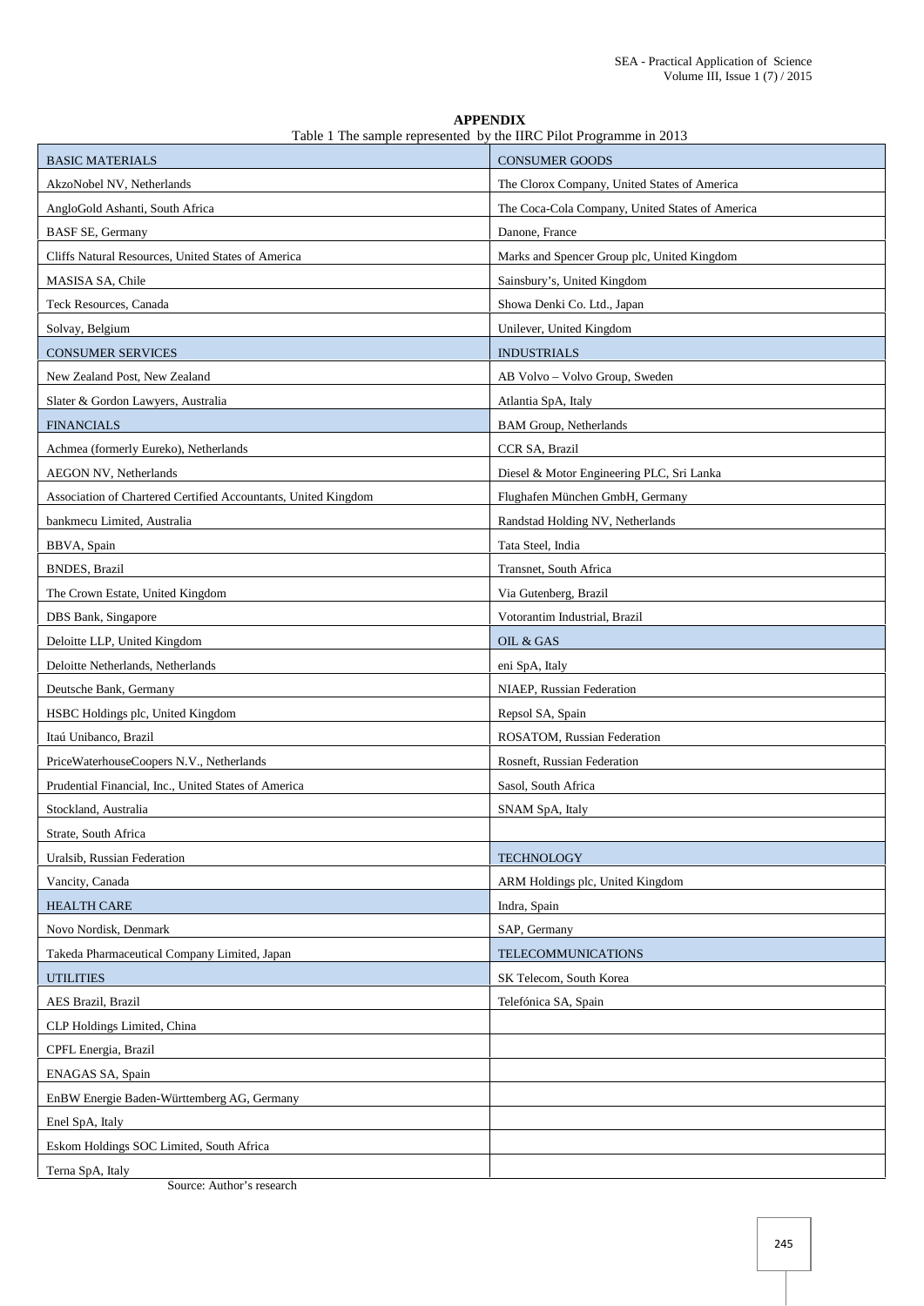**APPENDIX**

Table 1 The sample represented by the IIRC Pilot Programme in 2013

| BASIC MATERIALS | CONSUMER GOODS |
|---|---|
| AkzoNobel NV, Netherlands | The Clorox Company, United States of America |
| AngloGold Ashanti, South Africa | The Coca-Cola Company, United States of America |
| BASF SE, Germany | Danone, France |
| Cliffs Natural Resources, United States of America | Marks and Spencer Group plc, United Kingdom |
| MASISA SA, Chile | Sainsbury's, United Kingdom |
| Teck Resources, Canada | Showa Denki Co. Ltd., Japan |
| Solvay, Belgium | Unilever, United Kingdom |
| CONSUMER SERVICES | INDUSTRIALS |
| New Zealand Post, New Zealand | AB Volvo – Volvo Group, Sweden |
| Slater & Gordon Lawyers, Australia | Atlantia SpA, Italy |
| FINANCIALS | BAM Group, Netherlands |
| Achmea (formerly Eureko), Netherlands | CCR SA, Brazil |
| AEGON NV, Netherlands | Diesel & Motor Engineering PLC, Sri Lanka |
| Association of Chartered Certified Accountants, United Kingdom | Flughafen München GmbH, Germany |
| bankmecu Limited, Australia | Randstad Holding NV, Netherlands |
| BBVA, Spain | Tata Steel, India |
| BNDES, Brazil | Transnet, South Africa |
| The Crown Estate, United Kingdom | Via Gutenberg, Brazil |
| DBS Bank, Singapore | Votorantim Industrial, Brazil |
| Deloitte LLP, United Kingdom | OIL & GAS |
| Deloitte Netherlands, Netherlands | eni SpA, Italy |
| Deutsche Bank, Germany | NIAEP, Russian Federation |
| HSBC Holdings plc, United Kingdom | Repsol SA, Spain |
| Itaú Unibanco, Brazil | ROSATOM, Russian Federation |
| PriceWaterhouseCoopers N.V., Netherlands | Rosneft, Russian Federation |
| Prudential Financial, Inc., United States of America | Sasol, South Africa |
| Stockland, Australia | SNAM SpA, Italy |
| Strate, South Africa | |
| Uralsib, Russian Federation | TECHNOLOGY |
| Vancity, Canada | ARM Holdings plc, United Kingdom |
| HEALTH CARE | Indra, Spain |
| Novo Nordisk, Denmark | SAP, Germany |
| Takeda Pharmaceutical Company Limited, Japan | TELECOMMUNICATIONS |
| UTILITIES | SK Telecom, South Korea |
| AES Brazil, Brazil | Telefónica SA, Spain |
| CLP Holdings Limited, China | |
| CPFL Energia, Brazil | |
| ENAGAS SA, Spain | |
| EnBW Energie Baden-Württemberg AG, Germany | |
| Enel SpA, Italy | |
| Eskom Holdings SOC Limited, South Africa | |
| Terna SpA, Italy | |

Source: Author's research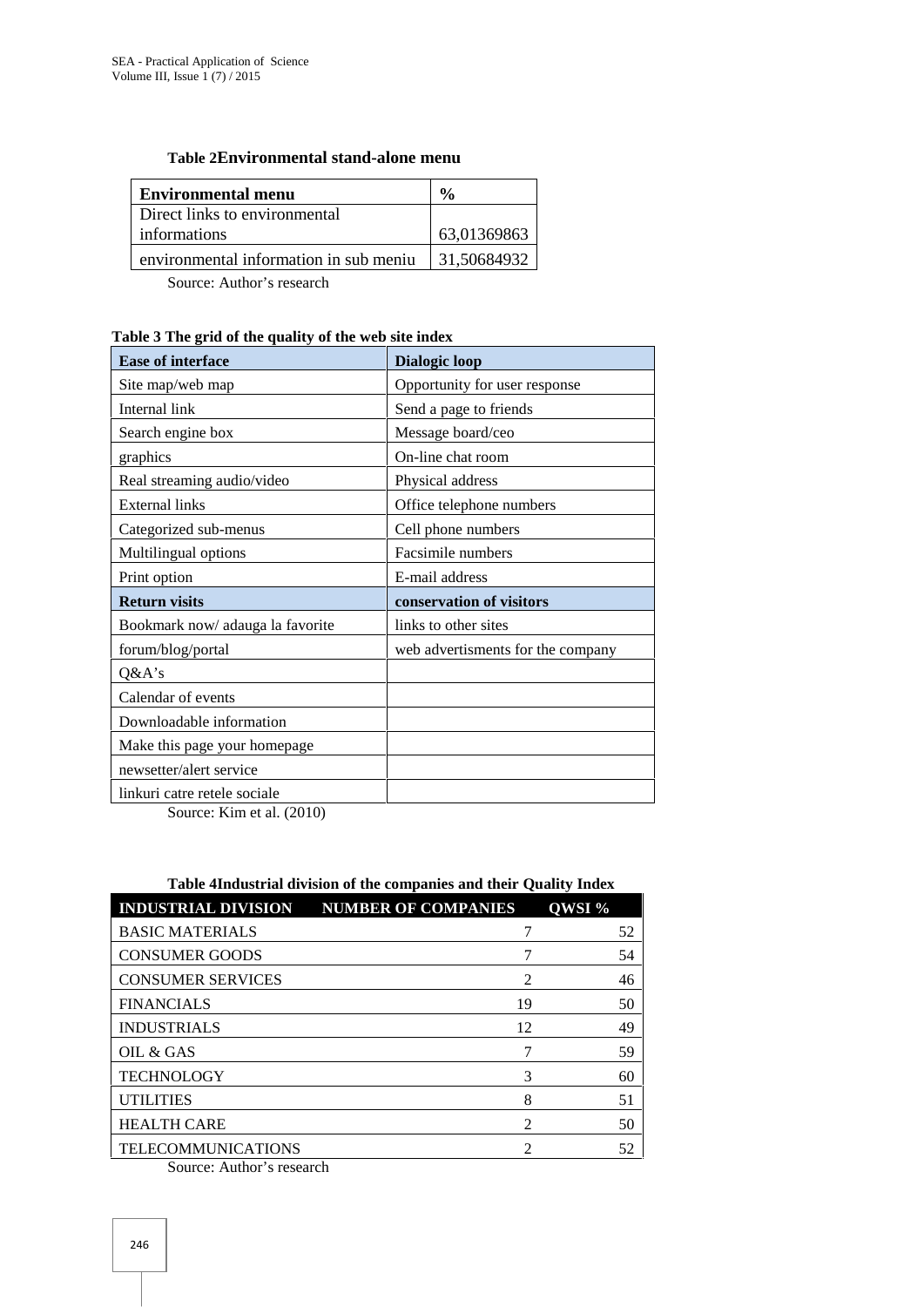**Table 2Environmental stand-alone menu**

| Environmental menu | % |
|---|---|
| Direct links to environmental informations | 63,01369863 |
| environmental information in sub meniu | 31,50684932 |

Source: Author's research

**Table 3 The grid of the quality of the web site index**

| Ease of interface | Dialogic loop |
|---|---|
| Site map/web map | Opportunity for user response |
| Internal link | Send a page to friends |
| Search engine box | Message board/ceo |
| graphics | On-line chat room |
| Real streaming audio/video | Physical address |
| External links | Office telephone numbers |
| Categorized sub-menus | Cell phone numbers |
| Multilingual options | Facsimile numbers |
| Print option | E-mail address |
| **Return visits** | **conservation of visitors** |
| Bookmark now/ adauga la favorite | links to other sites |
| forum/blog/portal | web advertisments for the company |
| Q&A's | |
| Calendar of events | |
| Downloadable information | |
| Make this page your homepage | |
| newsetter/alert service | |
| linkuri catre retele sociale | |

Source: Kim et al. (2010)

**Table 4Industrial division of the companies and their Quality Index**

| INDUSTRIAL DIVISION | NUMBER OF COMPANIES | QWSI % |
|---|---|---|
| BASIC MATERIALS | 7 | 52 |
| CONSUMER GOODS | 7 | 54 |
| CONSUMER SERVICES | 2 | 46 |
| FINANCIALS | 19 | 50 |
| INDUSTRIALS | 12 | 49 |
| OIL & GAS | 7 | 59 |
| TECHNOLOGY | 3 | 60 |
| UTILITIES | 8 | 51 |
| HEALTH CARE | 2 | 50 |
| TELECOMMUNICATIONS | 2 | 52 |

Source: Author's research